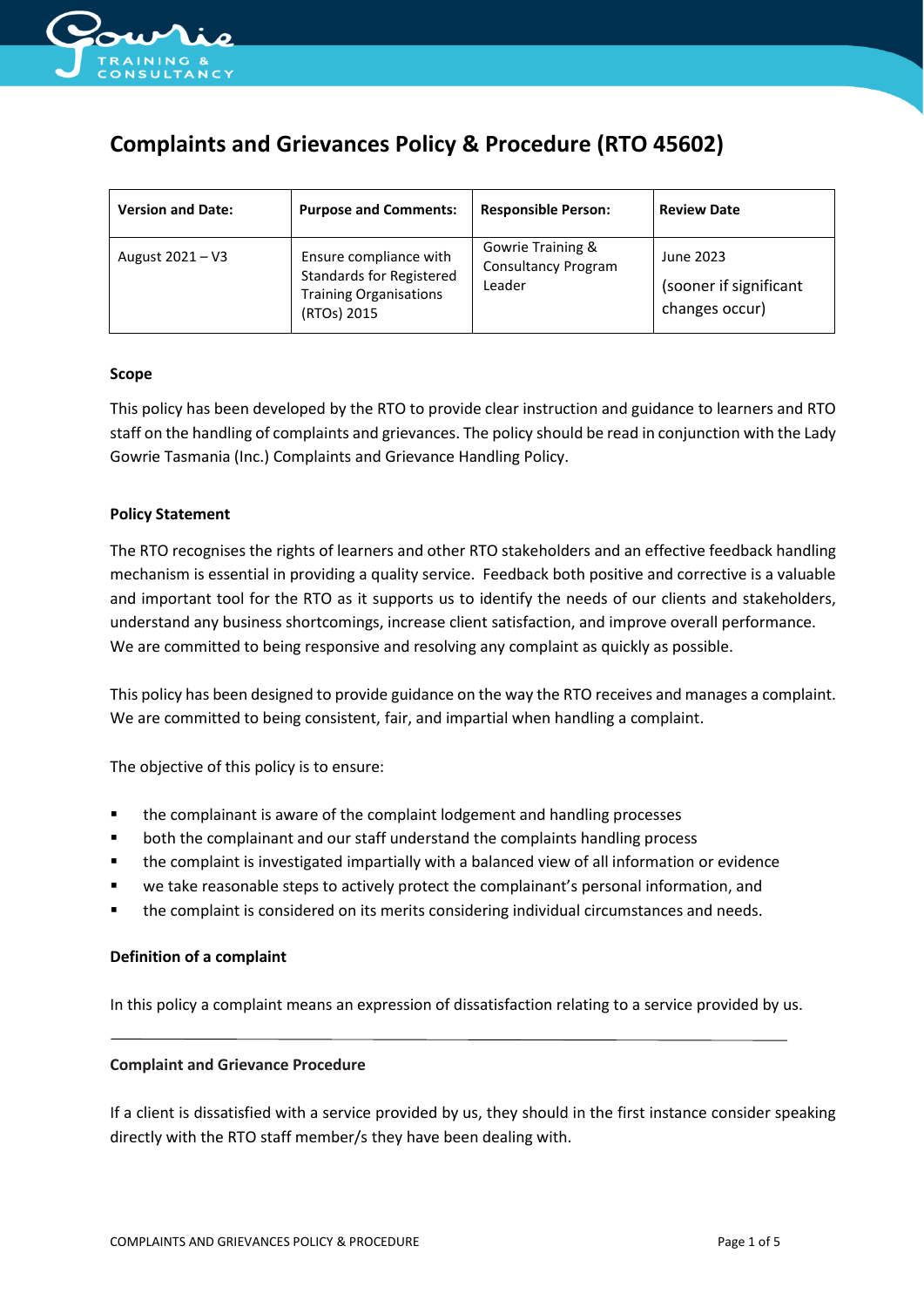# Complaints and Grievances Policy & Procedure (RTO 45602)

| Version and Date: | Purpose and Comments: | Responsible Person: | Review Date |
|---|---|---|---|
| August 2021 – V3 | Ensure compliance with Standards for Registered Training Organisations (RTOs) 2015 | Gowrie Training & Consultancy Program Leader | June 2023 (sooner if significant changes occur) |

**Scope**

This policy has been developed by the RTO to provide clear instruction and guidance to learners and RTO staff on the handling of complaints and grievances. The policy should be read in conjunction with the Lady Gowrie Tasmania (Inc.) Complaints and Grievance Handling Policy.

**Policy Statement**

The RTO recognises the rights of learners and other RTO stakeholders and an effective feedback handling mechanism is essential in providing a quality service. Feedback both positive and corrective is a valuable and important tool for the RTO as it supports us to identify the needs of our clients and stakeholders, understand any business shortcomings, increase client satisfaction, and improve overall performance. We are committed to being responsive and resolving any complaint as quickly as possible.

This policy has been designed to provide guidance on the way the RTO receives and manages a complaint. We are committed to being consistent, fair, and impartial when handling a complaint.

The objective of this policy is to ensure:

- the complainant is aware of the complaint lodgement and handling processes
- both the complainant and our staff understand the complaints handling process
- the complaint is investigated impartially with a balanced view of all information or evidence
- we take reasonable steps to actively protect the complainant's personal information, and
- the complaint is considered on its merits considering individual circumstances and needs.

**Definition of a complaint**

In this policy a complaint means an expression of dissatisfaction relating to a service provided by us.

---

**Complaint and Grievance Procedure**

If a client is dissatisfied with a service provided by us, they should in the first instance consider speaking directly with the RTO staff member/s they have been dealing with.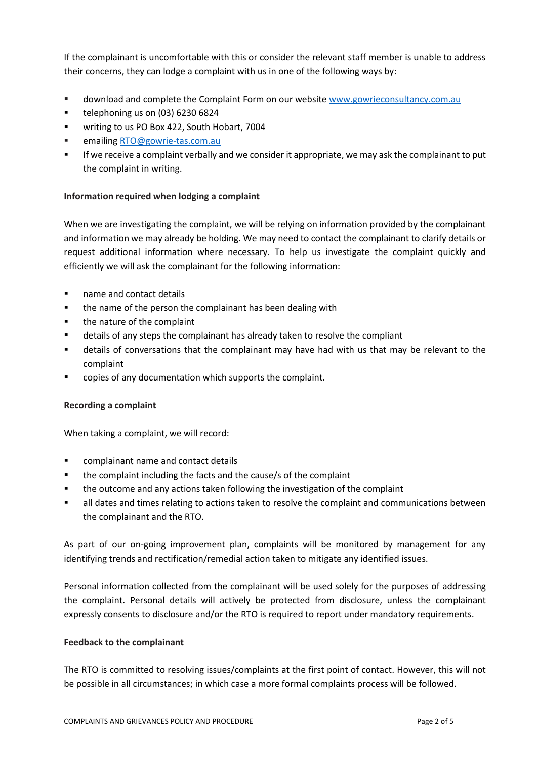If the complainant is uncomfortable with this or consider the relevant staff member is unable to address their concerns, they can lodge a complaint with us in one of the following ways by:

- download and complete the Complaint Form on our website [www.gowrieconsultancy.com.au](http://www.gowrieconsultancy.com.au)
- telephoning us on (03) 6230 6824
- writing to us PO Box 422, South Hobart, 7004
- emailing [RTO@gowrie-tas.com.au](mailto:RTO@gowrie-tas.com.au)
- If we receive a complaint verbally and we consider it appropriate, we may ask the complainant to put the complaint in writing.

**Information required when lodging a complaint**

When we are investigating the complaint, we will be relying on information provided by the complainant and information we may already be holding. We may need to contact the complainant to clarify details or request additional information where necessary. To help us investigate the complaint quickly and efficiently we will ask the complainant for the following information:

- name and contact details
- the name of the person the complainant has been dealing with
- the nature of the complaint
- details of any steps the complainant has already taken to resolve the compliant
- details of conversations that the complainant may have had with us that may be relevant to the complaint
- copies of any documentation which supports the complaint.

**Recording a complaint**

When taking a complaint, we will record:

- complainant name and contact details
- the complaint including the facts and the cause/s of the complaint
- the outcome and any actions taken following the investigation of the complaint
- all dates and times relating to actions taken to resolve the complaint and communications between the complainant and the RTO.

As part of our on-going improvement plan, complaints will be monitored by management for any identifying trends and rectification/remedial action taken to mitigate any identified issues.

Personal information collected from the complainant will be used solely for the purposes of addressing the complaint. Personal details will actively be protected from disclosure, unless the complainant expressly consents to disclosure and/or the RTO is required to report under mandatory requirements.

**Feedback to the complainant**

The RTO is committed to resolving issues/complaints at the first point of contact. However, this will not be possible in all circumstances; in which case a more formal complaints process will be followed.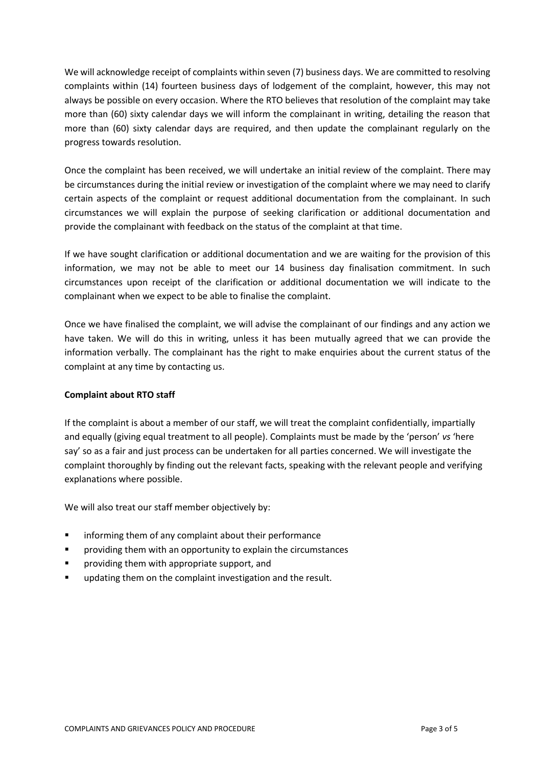We will acknowledge receipt of complaints within seven (7) business days. We are committed to resolving complaints within (14) fourteen business days of lodgement of the complaint, however, this may not always be possible on every occasion. Where the RTO believes that resolution of the complaint may take more than (60) sixty calendar days we will inform the complainant in writing, detailing the reason that more than (60) sixty calendar days are required, and then update the complainant regularly on the progress towards resolution.

Once the complaint has been received, we will undertake an initial review of the complaint. There may be circumstances during the initial review or investigation of the complaint where we may need to clarify certain aspects of the complaint or request additional documentation from the complainant. In such circumstances we will explain the purpose of seeking clarification or additional documentation and provide the complainant with feedback on the status of the complaint at that time.

If we have sought clarification or additional documentation and we are waiting for the provision of this information, we may not be able to meet our 14 business day finalisation commitment. In such circumstances upon receipt of the clarification or additional documentation we will indicate to the complainant when we expect to be able to finalise the complaint.

Once we have finalised the complaint, we will advise the complainant of our findings and any action we have taken. We will do this in writing, unless it has been mutually agreed that we can provide the information verbally. The complainant has the right to make enquiries about the current status of the complaint at any time by contacting us.

**Complaint about RTO staff**

If the complaint is about a member of our staff, we will treat the complaint confidentially, impartially and equally (giving equal treatment to all people). Complaints must be made by the 'person' *vs* 'here say' so as a fair and just process can be undertaken for all parties concerned. We will investigate the complaint thoroughly by finding out the relevant facts, speaking with the relevant people and verifying explanations where possible.

We will also treat our staff member objectively by:

- informing them of any complaint about their performance
- providing them with an opportunity to explain the circumstances
- providing them with appropriate support, and
- updating them on the complaint investigation and the result.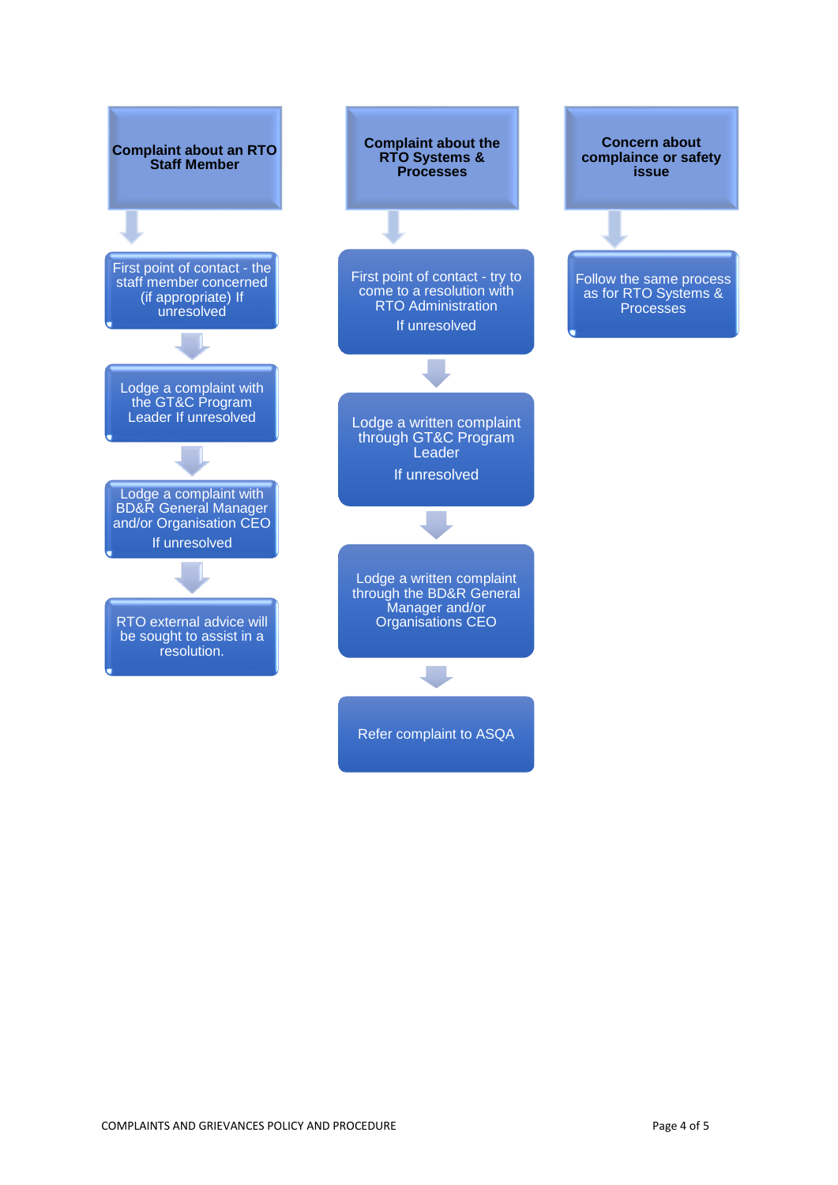**Complaint about an RTO Staff Member**

- First point of contact - the staff member concerned (if appropriate) If unresolved
- Lodge a complaint with the GT&C Program Leader If unresolved
- Lodge a complaint with BD&R General Manager and/or Organisation CEO

  If unresolved
- RTO external advice will be sought to assist in a resolution.

**Complaint about the RTO Systems & Processes**

- First point of contact - try to come to a resolution with RTO Administration

  If unresolved
- Lodge a written complaint through GT&C Program Leader

  If unresolved
- Lodge a written complaint through the BD&R General Manager and/or Organisations CEO
- Refer complaint to ASQA

**Concern about compliance or safety issue**

- Follow the same process as for RTO Systems & Processes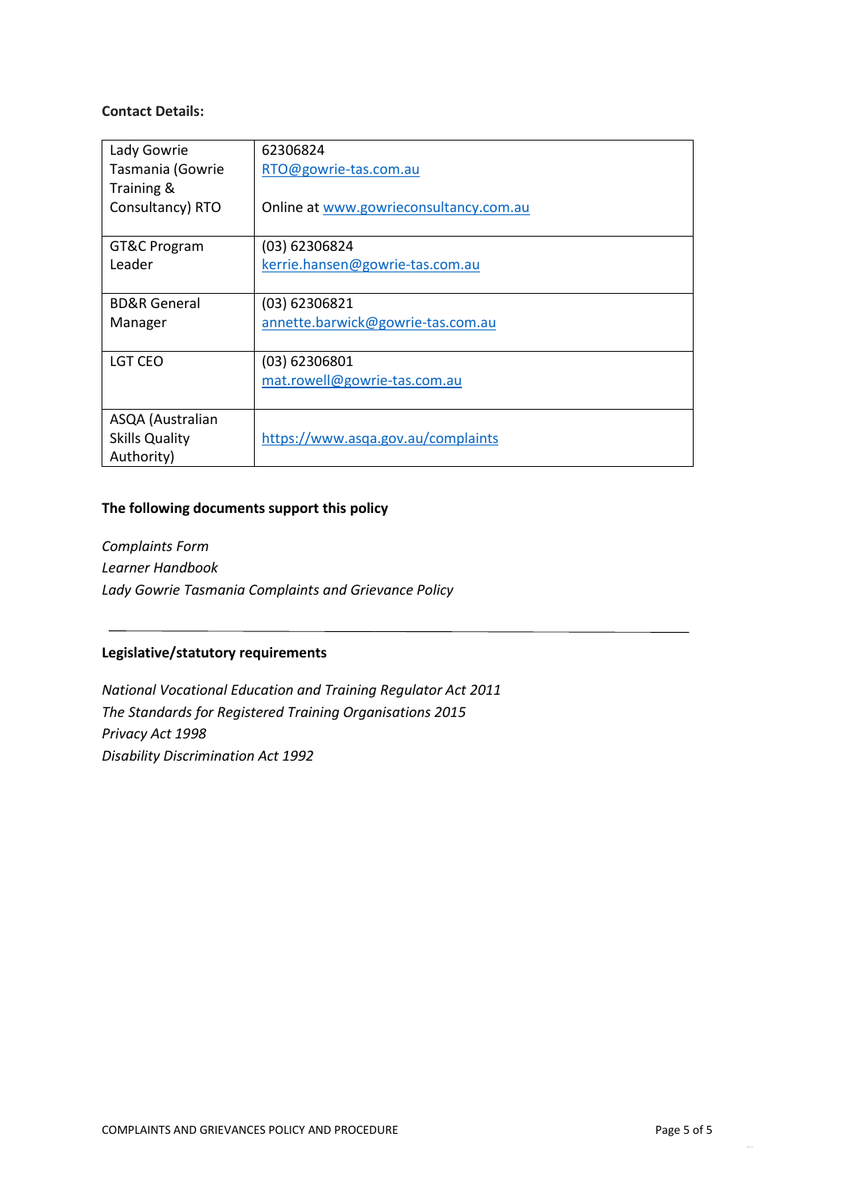**Contact Details:**

| | |
|---|---|
| Lady Gowrie Tasmania (Gowrie Training & Consultancy) RTO | 62306824<br>RTO@gowrie-tas.com.au<br><br>Online at www.gowrieconsultancy.com.au |
| GT&C Program Leader | (03) 62306824<br>kerrie.hansen@gowrie-tas.com.au |
| BD&R General Manager | (03) 62306821<br>annette.barwick@gowrie-tas.com.au |
| LGT CEO | (03) 62306801<br>mat.rowell@gowrie-tas.com.au |
| ASQA (Australian Skills Quality Authority) | https://www.asqa.gov.au/complaints |

**The following documents support this policy**

*Complaints Form*
*Learner Handbook*
*Lady Gowrie Tasmania Complaints and Grievance Policy*

---

**Legislative/statutory requirements**

*National Vocational Education and Training Regulator Act 2011*
*The Standards for Registered Training Organisations 2015*
*Privacy Act 1998*
*Disability Discrimination Act 1992*